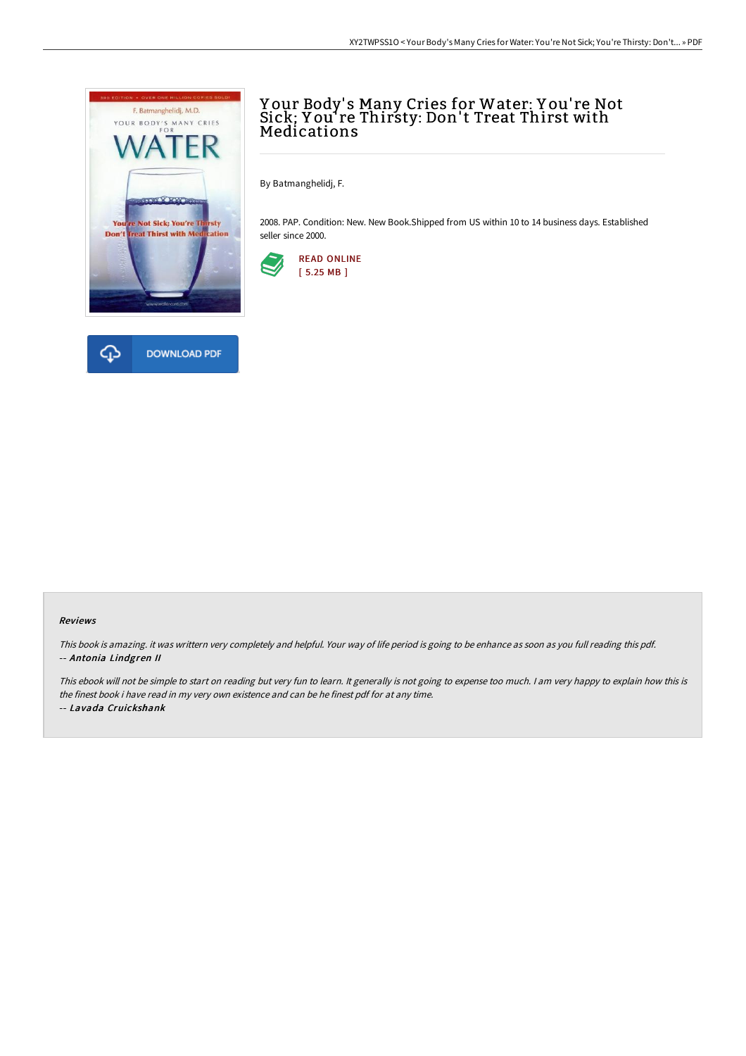# Your Body's Many Cries for Water: You're Not Sick; You're Thirsty: Don't Treat Thirst with Medications

By Batmanghelidj, F.

2008. PAP. Condition: New. New Book.Shipped from US within 10 to 14 business days. Established seller since 2000.

READ ONLINE
[ 5.25 MB ]

DOWNLOAD PDF

#### Reviews

*This book is amazing. it was writtern very completely and helpful. Your way of life period is going to be enhance as soon as you full reading this pdf.*
-- ***Antonia Lindgren II***

*This ebook will not be simple to start on reading but very fun to learn. It generally is not going to expense too much. I am very happy to explain how this is the finest book i have read in my very own existence and can be he finest pdf for at any time.*
-- ***Lavada Cruickshank***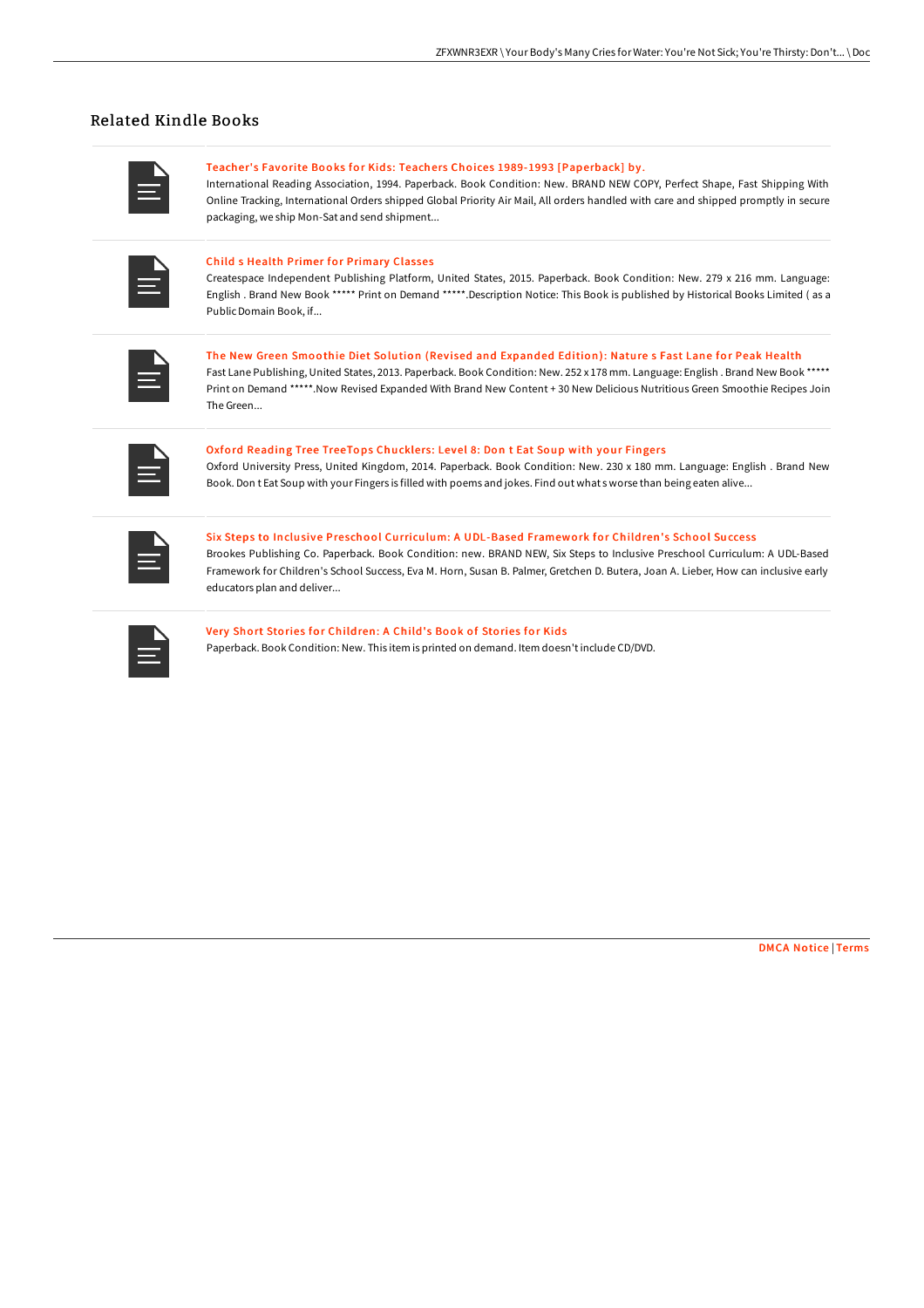## Related Kindle Books

### Teacher's Favorite Books for Kids: Teachers Choices 1989-1993 [Paperback] by.

International Reading Association, 1994. Paperback. Book Condition: New. BRAND NEW COPY, Perfect Shape, Fast Shipping With Online Tracking, International Orders shipped Global Priority Air Mail, All orders handled with care and shipped promptly in secure packaging, we ship Mon-Sat and send shipment...

### Child s Health Primer for Primary Classes

Createspace Independent Publishing Platform, United States, 2015. Paperback. Book Condition: New. 279 x 216 mm. Language: English . Brand New Book ***** Print on Demand *****.Description Notice: This Book is published by Historical Books Limited ( as a Public Domain Book, if...

### The New Green Smoothie Diet Solution (Revised and Expanded Edition): Nature s Fast Lane for Peak Health

Fast Lane Publishing, United States, 2013. Paperback. Book Condition: New. 252 x 178 mm. Language: English . Brand New Book ***** Print on Demand *****.Now Revised Expanded With Brand New Content + 30 New Delicious Nutritious Green Smoothie Recipes Join The Green...

### Oxford Reading Tree TreeTops Chucklers: Level 8: Don t Eat Soup with your Fingers

Oxford University Press, United Kingdom, 2014. Paperback. Book Condition: New. 230 x 180 mm. Language: English . Brand New Book. Don t Eat Soup with your Fingers is filled with poems and jokes. Find out what s worse than being eaten alive...

### Six Steps to Inclusive Preschool Curriculum: A UDL-Based Framework for Children's School Success

Brookes Publishing Co. Paperback. Book Condition: new. BRAND NEW, Six Steps to Inclusive Preschool Curriculum: A UDL-Based Framework for Children's School Success, Eva M. Horn, Susan B. Palmer, Gretchen D. Butera, Joan A. Lieber, How can inclusive early educators plan and deliver...

### Very Short Stories for Children: A Child's Book of Stories for Kids

Paperback. Book Condition: New. This item is printed on demand. Item doesn't include CD/DVD.